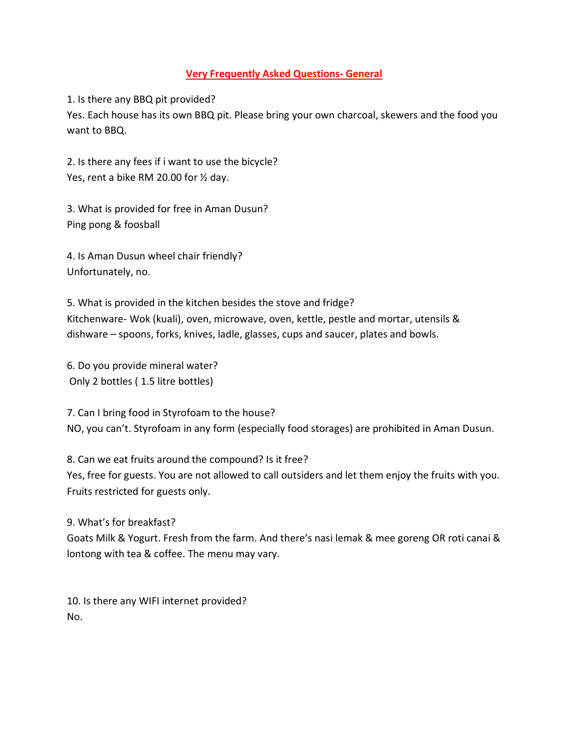# Very Frequently Asked Questions- General

1. Is there any BBQ pit provided?
Yes. Each house has its own BBQ pit. Please bring your own charcoal, skewers and the food you want to BBQ.

2. Is there any fees if i want to use the bicycle?
Yes, rent a bike RM 20.00 for ½ day.

3. What is provided for free in Aman Dusun?
Ping pong & foosball

4. Is Aman Dusun wheel chair friendly?
Unfortunately, no.

5. What is provided in the kitchen besides the stove and fridge?
Kitchenware- Wok (kuali), oven, microwave, oven, kettle, pestle and mortar, utensils & dishware – spoons, forks, knives, ladle, glasses, cups and saucer, plates and bowls.

6. Do you provide mineral water?
Only 2 bottles ( 1.5 litre bottles)

7. Can I bring food in Styrofoam to the house?
NO, you can't. Styrofoam in any form (especially food storages) are prohibited in Aman Dusun.

8. Can we eat fruits around the compound? Is it free?
Yes, free for guests. You are not allowed to call outsiders and let them enjoy the fruits with you. Fruits restricted for guests only.

9. What's for breakfast?
Goats Milk & Yogurt. Fresh from the farm. And there's nasi lemak & mee goreng OR roti canai & lontong with tea & coffee. The menu may vary.

10. Is there any WIFI internet provided?
No.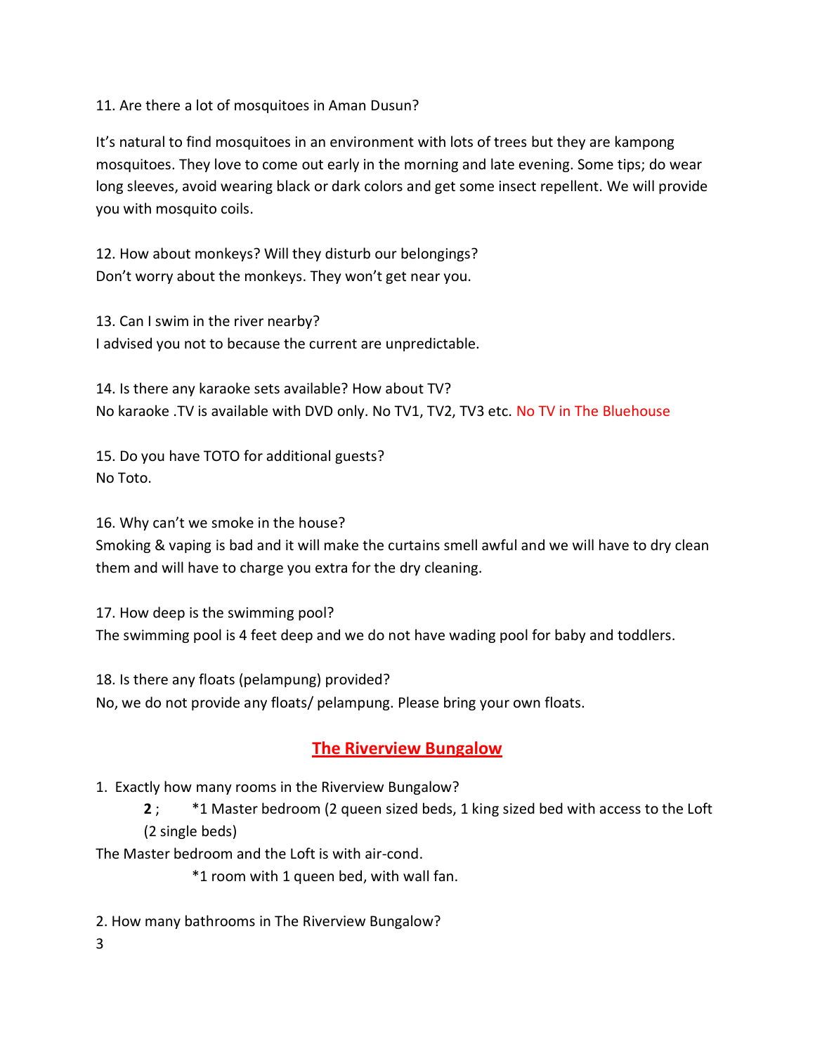11. Are there a lot of mosquitoes in Aman Dusun?

It's natural to find mosquitoes in an environment with lots of trees but they are kampong mosquitoes. They love to come out early in the morning and late evening. Some tips; do wear long sleeves, avoid wearing black or dark colors and get some insect repellent. We will provide you with mosquito coils.

12. How about monkeys? Will they disturb our belongings?
Don't worry about the monkeys. They won't get near you.

13. Can I swim in the river nearby?
I advised you not to because the current are unpredictable.

14. Is there any karaoke sets available? How about TV?
No karaoke .TV is available with DVD only. No TV1, TV2, TV3 etc. No TV in The Bluehouse

15. Do you have TOTO for additional guests?
No Toto.

16. Why can't we smoke in the house?
Smoking & vaping is bad and it will make the curtains smell awful and we will have to dry clean them and will have to charge you extra for the dry cleaning.

17. How deep is the swimming pool?
The swimming pool is 4 feet deep and we do not have wading pool for baby and toddlers.

18. Is there any floats (pelampung) provided?
No, we do not provide any floats/ pelampung. Please bring your own floats.

## The Riverview Bungalow

1. Exactly how many rooms in the Riverview Bungalow?

   **2** ; *1 Master bedroom (2 queen sized beds, 1 king sized bed with access to the Loft (2 single beds)

The Master bedroom and the Loft is with air-cond.

*1 room with 1 queen bed, with wall fan.

2. How many bathrooms in The Riverview Bungalow?
3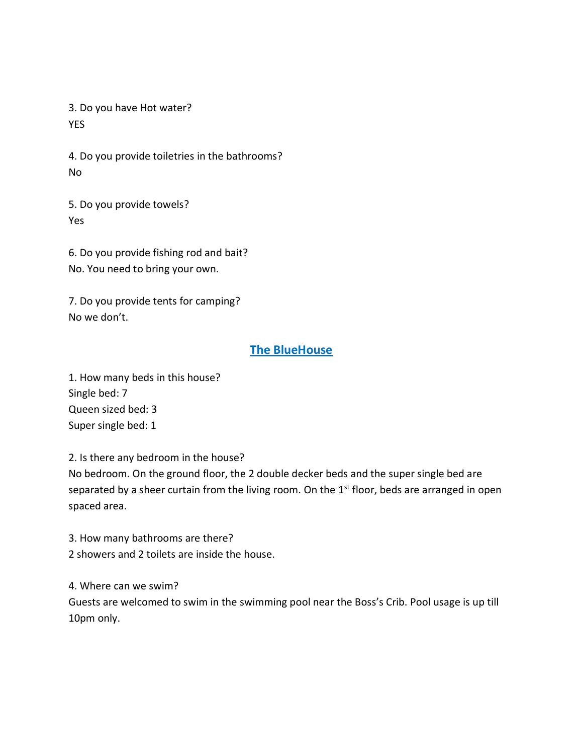3. Do you have Hot water?
YES

4. Do you provide toiletries in the bathrooms?
No

5. Do you provide towels?
Yes

6. Do you provide fishing rod and bait?
No. You need to bring your own.

7. Do you provide tents for camping?
No we don't.

## **The BlueHouse**

1. How many beds in this house?
Single bed: 7
Queen sized bed: 3
Super single bed: 1

2. Is there any bedroom in the house?
No bedroom. On the ground floor, the 2 double decker beds and the super single bed are separated by a sheer curtain from the living room. On the 1st floor, beds are arranged in open spaced area.

3. How many bathrooms are there?
2 showers and 2 toilets are inside the house.

4. Where can we swim?
Guests are welcomed to swim in the swimming pool near the Boss's Crib. Pool usage is up till 10pm only.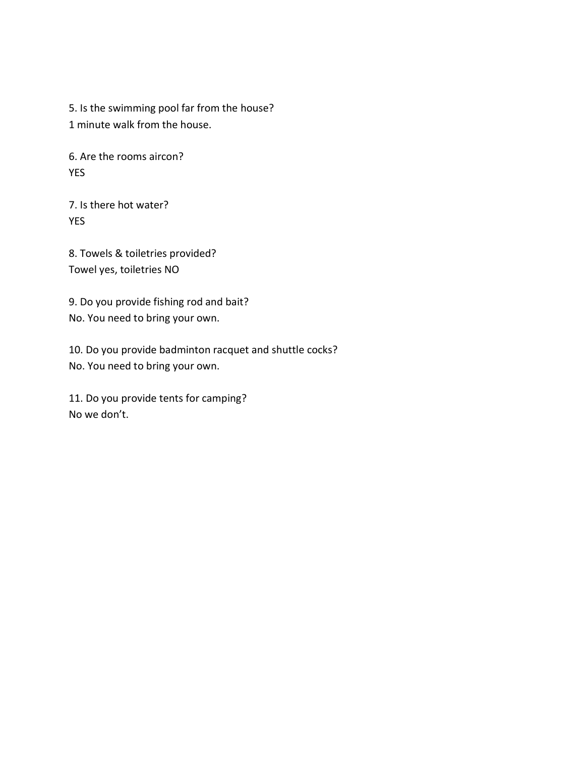5. Is the swimming pool far from the house?
1 minute walk from the house.

6. Are the rooms aircon?
YES

7. Is there hot water?
YES

8. Towels & toiletries provided?
Towel yes, toiletries NO

9. Do you provide fishing rod and bait?
No. You need to bring your own.

10. Do you provide badminton racquet and shuttle cocks?
No. You need to bring your own.

11. Do you provide tents for camping?
No we don't.